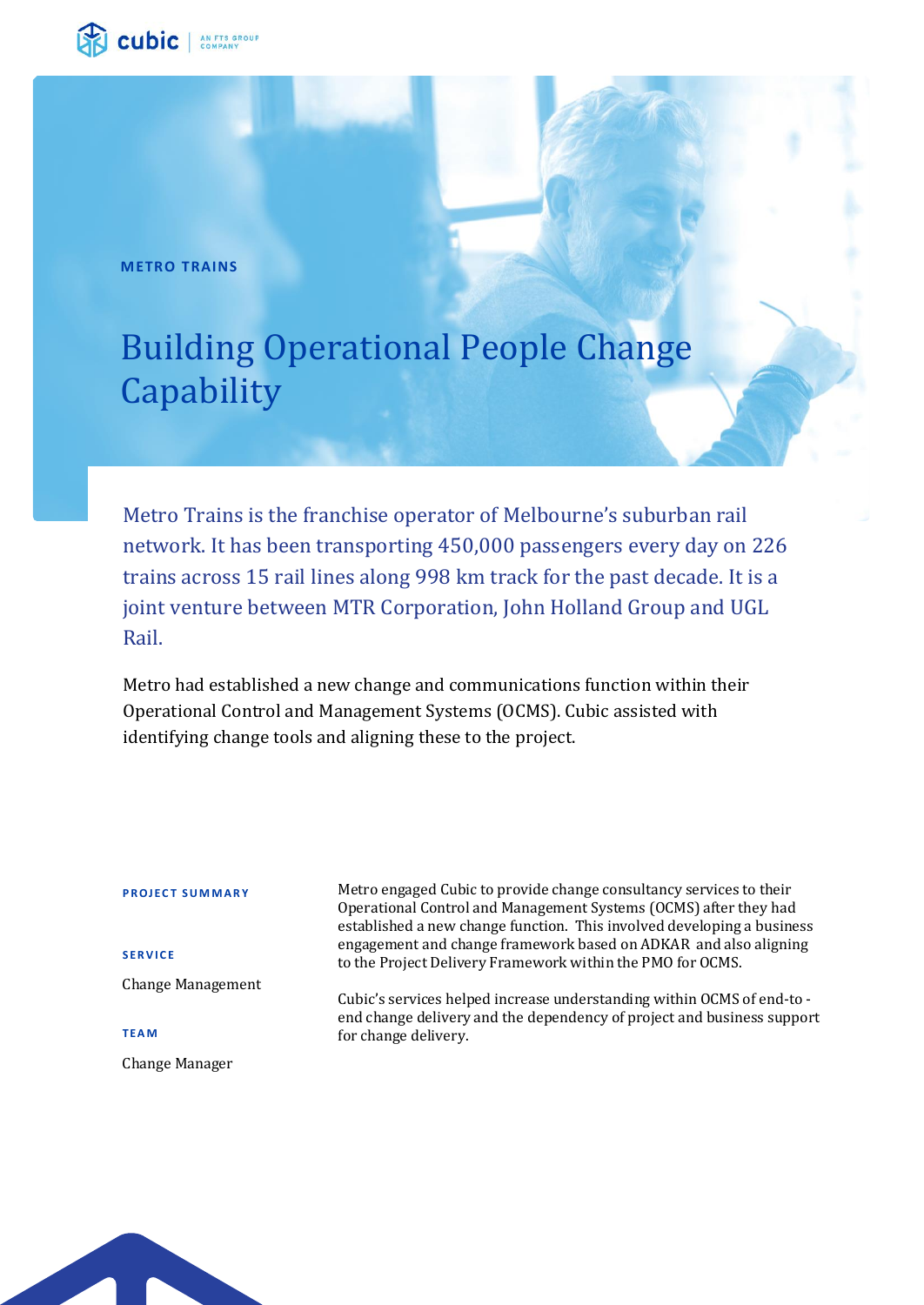METRO TRAINS

# Building Operational People Change Capability

Metro Trains is the franchise operator of Melbourne's suburban rail network. It has been transporting 450,000 passengers every day on 226 trains across 15 rail lines along 998 km track for the past decade. It is a joint venture between MTR Corporation, John Holland Group and UGL Rail.

Metro had established a new change and communications function within their Operational Control and Management Systems (OCMS). Cubic assisted with identifying change tools and aligning these to the project.

**PROJECT SUMMARY**

**SERVICE**

Change Management

**TEAM**

Change Manager

Metro engaged Cubic to provide change consultancy services to their Operational Control and Management Systems (OCMS) after they had established a new change function. This involved developing a business engagement and change framework based on ADKAR and also aligning to the Project Delivery Framework within the PMO for OCMS.

Cubic's services helped increase understanding within OCMS of end-to-end change delivery and the dependency of project and business support for change delivery.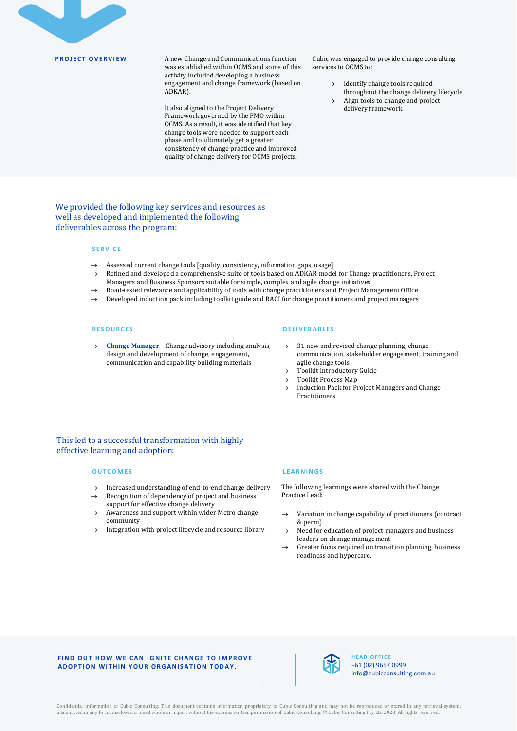## PROJECT OVERVIEW

A new Change and Communications function was established within OCMS and some of this activity included developing a business engagement and change framework (based on ADKAR).

It also aligned to the Project Delivery Framework governed by the PMO within OCMS. As a result, it was identified that key change tools were needed to support each phase and to ultimately get a greater consistency of change practice and improved quality of change delivery for OCMS projects.

Cubic was engaged to provide change consulting services to OCMS to:

- → Identify change tools required throughout the change delivery lifecycle
- → Align tools to change and project delivery framework

We provided the following key services and resources as well as developed and implemented the following deliverables across the program:

### SERVICE

- → Assessed current change tools [quality, consistency, information gaps, usage]
- → Refined and developed a comprehensive suite of tools based on ADKAR model for Change practitioners, Project Managers and Business Sponsors suitable for simple, complex and agile change initiatives
- → Road-tested relevance and applicability of tools with change practitioners and Project Management Office
- → Developed induction pack including toolkit guide and RACI for change practitioners and project managers

### RESOURCES

- → **Change Manager** – Change advisory including analysis, design and development of change, engagement, communication and capability building materials

### DELIVERABLES

- → 31 new and revised change planning, change communication, stakeholder engagement, training and agile change tools
- → Toolkit Introductory Guide
- → Toolkit Process Map
- → Induction Pack for Project Managers and Change Practitioners

This led to a successful transformation with highly effective learning and adoption:

### OUTCOMES

- → Increased understanding of end-to-end change delivery
- → Recognition of dependency of project and business support for effective change delivery
- → Awareness and support within wider Metro change community
- → Integration with project lifecycle and resource library

### LEARNINGS

The following learnings were shared with the Change Practice Lead:

- → Variation in change capability of practitioners (contract & perm)
- → Need for education of project managers and business leaders on change management
- → Greater focus required on transition planning, business readiness and hypercare.

**FIND OUT HOW WE CAN IGNITE CHANGE TO IMPROVE ADOPTION WITHIN YOUR ORGANISATION TODAY.**

HEAD OFFICE
+61 (02) 9657 0999
info@cubicconsulting.com.au

Confidential information of Cubic Consulting. This document contains information proprietary to Cubic Consulting and may not be reproduced or stored in any retrieval system, transmitted in any form, disclosed or used whole or in part without the express written permission of Cubic Consulting. © Cubic Consulting Pty Ltd 2020. All rights reserved.